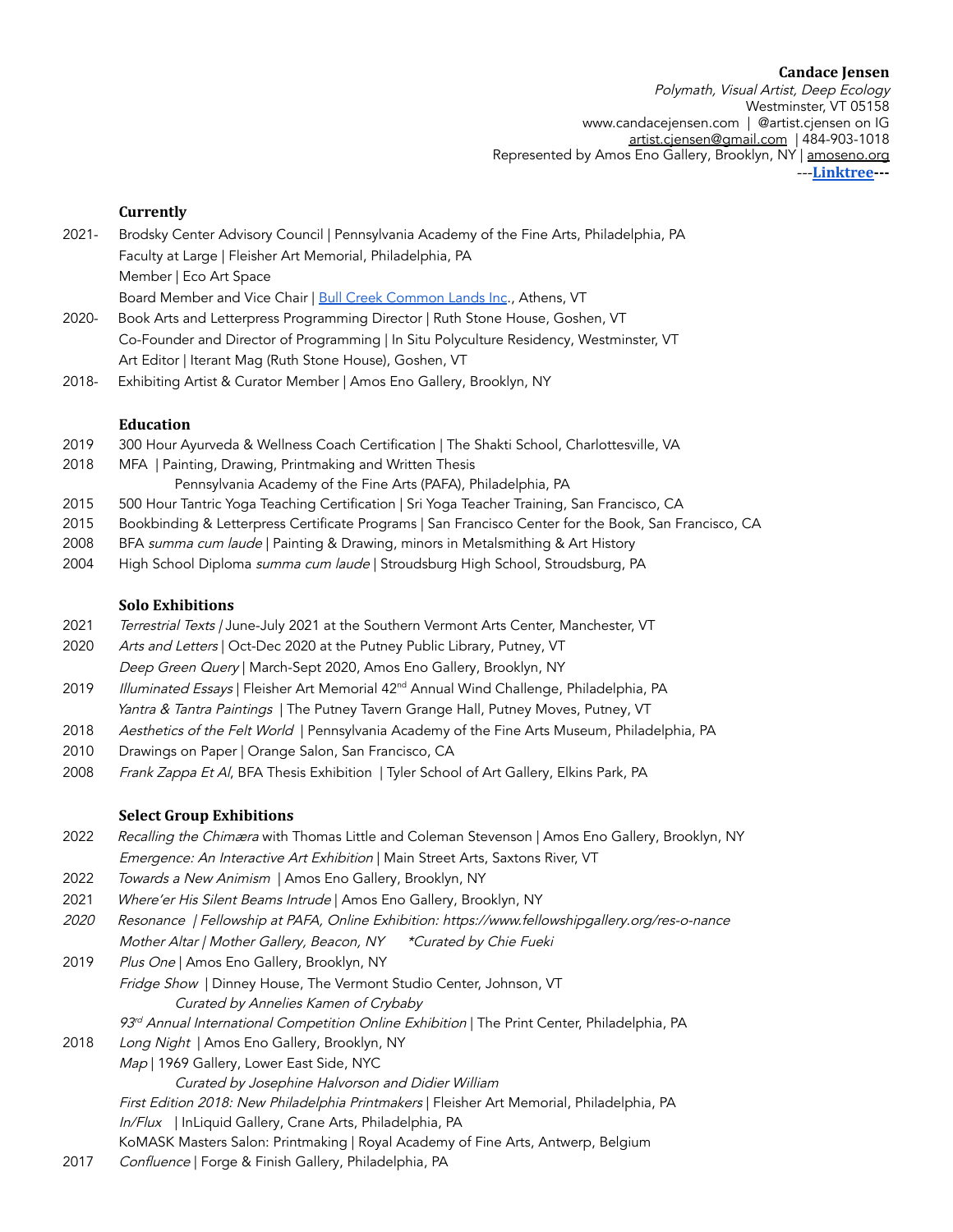**Candace Jensen**
*Polymath, Visual Artist, Deep Ecology*
Westminster, VT 05158
www.candacejensen.com | @artist.cjensen on IG
artist.cjensen@gmail.com | 484-903-1018
Represented by Amos Eno Gallery, Brooklyn, NY | amoseno.org
---**Linktree**---

### Currently

2021- Brodsky Center Advisory Council | Pennsylvania Academy of the Fine Arts, Philadelphia, PA
Faculty at Large | Fleisher Art Memorial, Philadelphia, PA
Member | Eco Art Space
Board Member and Vice Chair | Bull Creek Common Lands Inc., Athens, VT

2020- Book Arts and Letterpress Programming Director | Ruth Stone House, Goshen, VT
Co-Founder and Director of Programming | In Situ Polyculture Residency, Westminster, VT
Art Editor | Iterant Mag (Ruth Stone House), Goshen, VT

2018- Exhibiting Artist & Curator Member | Amos Eno Gallery, Brooklyn, NY

### Education

2019 300 Hour Ayurveda & Wellness Coach Certification | The Shakti School, Charlottesville, VA

2018 MFA | Painting, Drawing, Printmaking and Written Thesis
Pennsylvania Academy of the Fine Arts (PAFA), Philadelphia, PA

2015 500 Hour Tantric Yoga Teaching Certification | Sri Yoga Teacher Training, San Francisco, CA

2015 Bookbinding & Letterpress Certificate Programs | San Francisco Center for the Book, San Francisco, CA

2008 BFA *summa cum laude* | Painting & Drawing, minors in Metalsmithing & Art History

2004 High School Diploma *summa cum laude* | Stroudsburg High School, Stroudsburg, PA

### Solo Exhibitions

2021 *Terrestrial Texts* | June-July 2021 at the Southern Vermont Arts Center, Manchester, VT

2020 *Arts and Letters* | Oct-Dec 2020 at the Putney Public Library, Putney, VT
*Deep Green Query* | March-Sept 2020, Amos Eno Gallery, Brooklyn, NY

2019 *Illuminated Essays* | Fleisher Art Memorial 42nd Annual Wind Challenge, Philadelphia, PA
*Yantra & Tantra Paintings* | The Putney Tavern Grange Hall, Putney Moves, Putney, VT

2018 *Aesthetics of the Felt World* | Pennsylvania Academy of the Fine Arts Museum, Philadelphia, PA

2010 Drawings on Paper | Orange Salon, San Francisco, CA

2008 *Frank Zappa Et Al*, BFA Thesis Exhibition | Tyler School of Art Gallery, Elkins Park, PA

### Select Group Exhibitions

2022 *Recalling the Chimæra* with Thomas Little and Coleman Stevenson | Amos Eno Gallery, Brooklyn, NY
*Emergence: An Interactive Art Exhibition* | Main Street Arts, Saxtons River, VT

2022 *Towards a New Animism* | Amos Eno Gallery, Brooklyn, NY

2021 *Where'er His Silent Beams Intrude* | Amos Eno Gallery, Brooklyn, NY

*2020 Resonance | Fellowship at PAFA, Online Exhibition: https://www.fellowshipgallery.org/res-o-nance*
*Mother Altar | Mother Gallery, Beacon, NY \*Curated by Chie Fueki*

2019 *Plus One* | Amos Eno Gallery, Brooklyn, NY
*Fridge Show* | Dinney House, The Vermont Studio Center, Johnson, VT
*Curated by Annelies Kamen of Crybaby*
*93rd Annual International Competition Online Exhibition* | The Print Center, Philadelphia, PA

2018 *Long Night* | Amos Eno Gallery, Brooklyn, NY
*Map* | 1969 Gallery, Lower East Side, NYC
*Curated by Josephine Halvorson and Didier William*
*First Edition 2018: New Philadelphia Printmakers* | Fleisher Art Memorial, Philadelphia, PA
*In/Flux* | InLiquid Gallery, Crane Arts, Philadelphia, PA
KoMASK Masters Salon: Printmaking | Royal Academy of Fine Arts, Antwerp, Belgium

2017 *Confluence* | Forge & Finish Gallery, Philadelphia, PA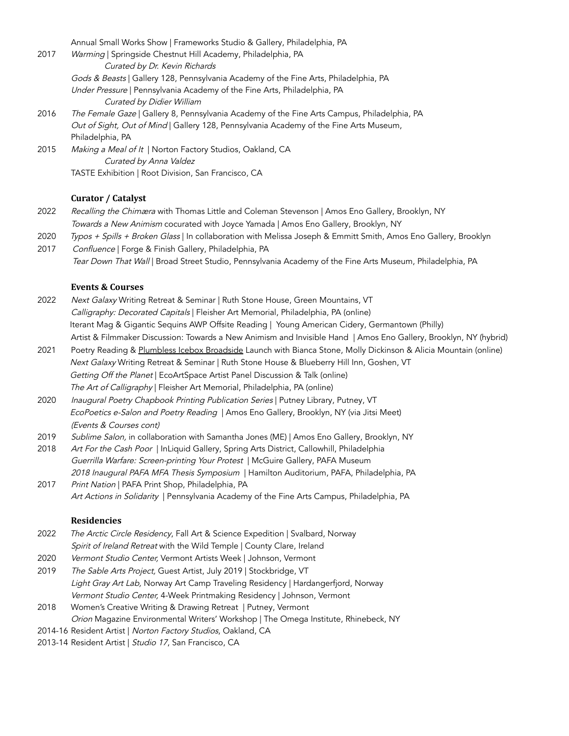Annual Small Works Show | Frameworks Studio & Gallery, Philadelphia, PA

2017 *Warming* | Springside Chestnut Hill Academy, Philadelphia, PA
*Curated by Dr. Kevin Richards*
*Gods & Beasts* | Gallery 128, Pennsylvania Academy of the Fine Arts, Philadelphia, PA
*Under Pressure* | Pennsylvania Academy of the Fine Arts, Philadelphia, PA
*Curated by Didier William*

2016 *The Female Gaze* | Gallery 8, Pennsylvania Academy of the Fine Arts Campus, Philadelphia, PA
*Out of Sight, Out of Mind* | Gallery 128, Pennsylvania Academy of the Fine Arts Museum, Philadelphia, PA

2015 *Making a Meal of It* | Norton Factory Studios, Oakland, CA
*Curated by Anna Valdez*
TASTE Exhibition | Root Division, San Francisco, CA

### Curator / Catalyst

2022 *Recalling the Chimæra* with Thomas Little and Coleman Stevenson | Amos Eno Gallery, Brooklyn, NY
*Towards a New Animism* cocurated with Joyce Yamada | Amos Eno Gallery, Brooklyn, NY

2020 *Typos + Spills + Broken Glass* | In collaboration with Melissa Joseph & Emmitt Smith, Amos Eno Gallery, Brooklyn

2017 *Confluence* | Forge & Finish Gallery, Philadelphia, PA
*Tear Down That Wall* | Broad Street Studio, Pennsylvania Academy of the Fine Arts Museum, Philadelphia, PA

### Events & Courses

2022 *Next Galaxy* Writing Retreat & Seminar | Ruth Stone House, Green Mountains, VT
*Calligraphy: Decorated Capitals* | Fleisher Art Memorial, Philadelphia, PA (online)
Iterant Mag & Gigantic Sequins AWP Offsite Reading | Young American Cidery, Germantown (Philly)
Artist & Filmmaker Discussion: Towards a New Animism and Invisible Hand | Amos Eno Gallery, Brooklyn, NY (hybrid)

2021 Poetry Reading & Plumbless Icebox Broadside Launch with Bianca Stone, Molly Dickinson & Alicia Mountain (online)
*Next Galaxy* Writing Retreat & Seminar | Ruth Stone House & Blueberry Hill Inn, Goshen, VT
*Getting Off the Planet* | EcoArtSpace Artist Panel Discussion & Talk (online)
*The Art of Calligraphy* | Fleisher Art Memorial, Philadelphia, PA (online)

2020 *Inaugural Poetry Chapbook Printing Publication Series* | Putney Library, Putney, VT
*EcoPoetics e-Salon and Poetry Reading* | Amos Eno Gallery, Brooklyn, NY (via Jitsi Meet)
*(Events & Courses cont)*

2019 *Sublime Salon,* in collaboration with Samantha Jones (ME) | Amos Eno Gallery, Brooklyn, NY

2018 *Art For the Cash Poor* | InLiquid Gallery, Spring Arts District, Callowhill, Philadelphia
*Guerrilla Warfare: Screen-printing Your Protest* | McGuire Gallery, PAFA Museum
*2018 Inaugural PAFA MFA Thesis Symposium* | Hamilton Auditorium, PAFA, Philadelphia, PA

2017 *Print Nation* | PAFA Print Shop, Philadelphia, PA
*Art Actions in Solidarity* | Pennsylvania Academy of the Fine Arts Campus, Philadelphia, PA

### Residencies

2022 *The Arctic Circle Residency*, Fall Art & Science Expedition | Svalbard, Norway
*Spirit of Ireland Retreat* with the Wild Temple | County Clare, Ireland

2020 *Vermont Studio Center,* Vermont Artists Week | Johnson, Vermont

2019 *The Sable Arts Project,* Guest Artist, July 2019 | Stockbridge, VT
*Light Gray Art Lab,* Norway Art Camp Traveling Residency | Hardangerfjord, Norway
*Vermont Studio Center,* 4-Week Printmaking Residency | Johnson, Vermont

2018 Women's Creative Writing & Drawing Retreat | Putney, Vermont
*Orion* Magazine Environmental Writers' Workshop | The Omega Institute, Rhinebeck, NY

2014-16 Resident Artist | *Norton Factory Studios*, Oakland, CA

2013-14 Resident Artist | *Studio 17*, San Francisco, CA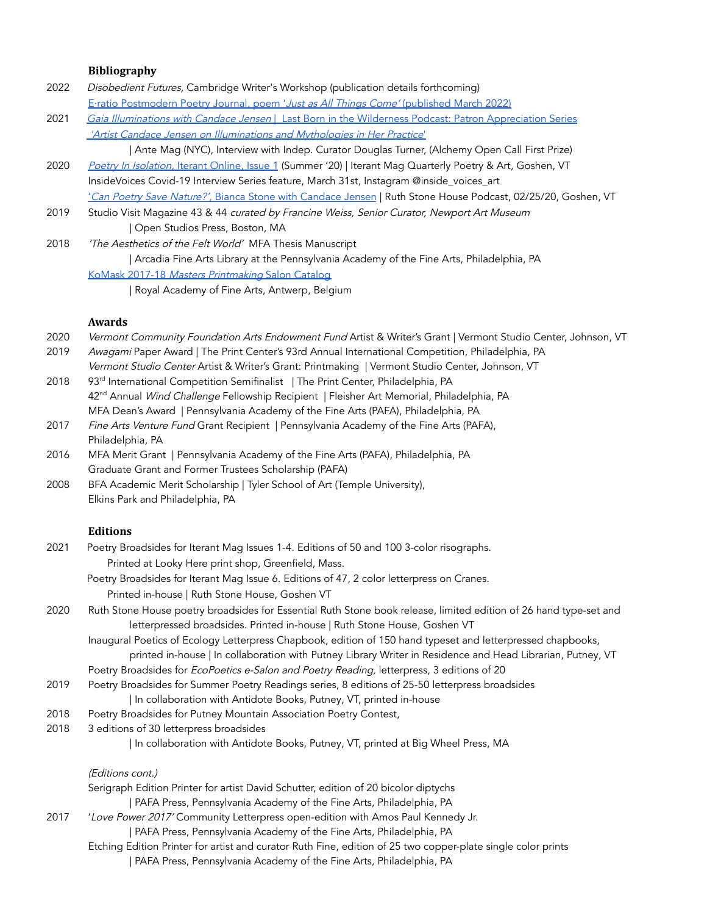### Bibliography

2022 *Disobedient Futures,* Cambridge Writer's Workshop (publication details forthcoming)
E·ratio Postmodern Poetry Journal, poem '*Just as All Things Come'* (published March 2022)

2021 *Gaia Illuminations with Candace Jensen* | Last Born in the Wilderness Podcast: Patron Appreciation Series
*'Artist Candace Jensen on Illuminations and Mythologies in Her Practice'*
| Ante Mag (NYC), Interview with Indep. Curator Douglas Turner, (Alchemy Open Call First Prize)

2020 *Poetry In Isolation,* Iterant Online, Issue 1 (Summer '20) | Iterant Mag Quarterly Poetry & Art, Goshen, VT
InsideVoices Covid-19 Interview Series feature, March 31st, Instagram @inside_voices_art
'*Can Poetry Save Nature?',* Bianca Stone with Candace Jensen | Ruth Stone House Podcast, 02/25/20, Goshen, VT

2019 Studio Visit Magazine 43 & 44 *curated by Francine Weiss, Senior Curator, Newport Art Museum*
| Open Studios Press, Boston, MA

2018 *'The Aesthetics of the Felt World'* MFA Thesis Manuscript
| Arcadia Fine Arts Library at the Pennsylvania Academy of the Fine Arts, Philadelphia, PA
KoMask 2017-18 *Masters Printmaking* Salon Catalog
| Royal Academy of Fine Arts, Antwerp, Belgium

### Awards

2020 *Vermont Community Foundation Arts Endowment Fund* Artist & Writer's Grant | Vermont Studio Center, Johnson, VT

2019 *Awagami* Paper Award | The Print Center's 93rd Annual International Competition, Philadelphia, PA
*Vermont Studio Center* Artist & Writer's Grant: Printmaking | Vermont Studio Center, Johnson, VT

2018 93rd International Competition Semifinalist | The Print Center, Philadelphia, PA
42nd Annual *Wind Challenge* Fellowship Recipient | Fleisher Art Memorial, Philadelphia, PA
MFA Dean's Award | Pennsylvania Academy of the Fine Arts (PAFA), Philadelphia, PA

2017 *Fine Arts Venture Fund* Grant Recipient | Pennsylvania Academy of the Fine Arts (PAFA), Philadelphia, PA

2016 MFA Merit Grant | Pennsylvania Academy of the Fine Arts (PAFA), Philadelphia, PA
Graduate Grant and Former Trustees Scholarship (PAFA)

2008 BFA Academic Merit Scholarship | Tyler School of Art (Temple University), Elkins Park and Philadelphia, PA

### Editions

2021 Poetry Broadsides for Iterant Mag Issues 1-4. Editions of 50 and 100 3-color risographs.
Printed at Looky Here print shop, Greenfield, Mass.
Poetry Broadsides for Iterant Mag Issue 6. Editions of 47, 2 color letterpress on Cranes.
Printed in-house | Ruth Stone House, Goshen VT

2020 Ruth Stone House poetry broadsides for Essential Ruth Stone book release, limited edition of 26 hand type-set and letterpressed broadsides. Printed in-house | Ruth Stone House, Goshen VT
Inaugural Poetics of Ecology Letterpress Chapbook, edition of 150 hand typeset and letterpressed chapbooks, printed in-house | In collaboration with Putney Library Writer in Residence and Head Librarian, Putney, VT
Poetry Broadsides for *EcoPoetics e-Salon and Poetry Reading,* letterpress, 3 editions of 20

2019 Poetry Broadsides for Summer Poetry Readings series, 8 editions of 25-50 letterpress broadsides
| In collaboration with Antidote Books, Putney, VT, printed in-house

2018 Poetry Broadsides for Putney Mountain Association Poetry Contest,

2018 3 editions of 30 letterpress broadsides
| In collaboration with Antidote Books, Putney, VT, printed at Big Wheel Press, MA

*(Editions cont.)*
Serigraph Edition Printer for artist David Schutter, edition of 20 bicolor diptychs
| PAFA Press, Pennsylvania Academy of the Fine Arts, Philadelphia, PA

2017 '*Love Power 2017'* Community Letterpress open-edition with Amos Paul Kennedy Jr.
| PAFA Press, Pennsylvania Academy of the Fine Arts, Philadelphia, PA
Etching Edition Printer for artist and curator Ruth Fine, edition of 25 two copper-plate single color prints
| PAFA Press, Pennsylvania Academy of the Fine Arts, Philadelphia, PA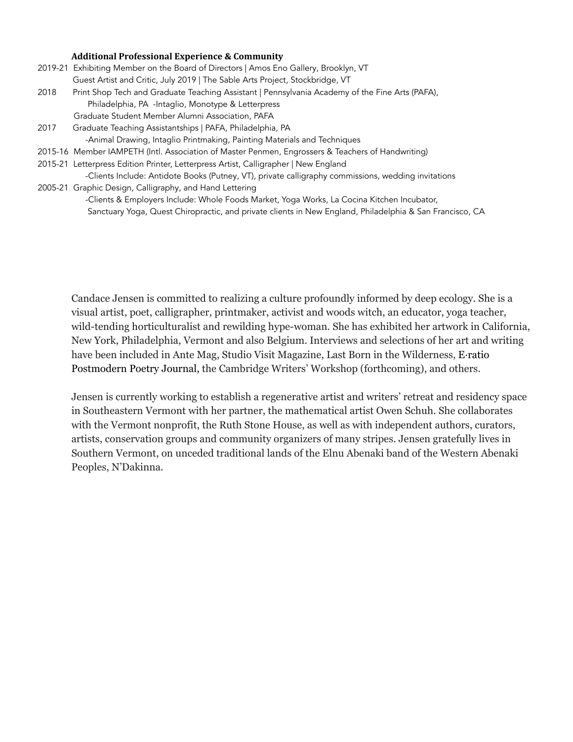### Additional Professional Experience & Community

2019-21 Exhibiting Member on the Board of Directors | Amos Eno Gallery, Brooklyn, VT
Guest Artist and Critic, July 2019 | The Sable Arts Project, Stockbridge, VT

2018 Print Shop Tech and Graduate Teaching Assistant | Pennsylvania Academy of the Fine Arts (PAFA), Philadelphia, PA -Intaglio, Monotype & Letterpress
Graduate Student Member Alumni Association, PAFA

2017 Graduate Teaching Assistantships | PAFA, Philadelphia, PA
-Animal Drawing, Intaglio Printmaking, Painting Materials and Techniques

2015-16 Member IAMPETH (Intl. Association of Master Penmen, Engrossers & Teachers of Handwriting)

2015-21 Letterpress Edition Printer, Letterpress Artist, Calligrapher | New England
-Clients Include: Antidote Books (Putney, VT), private calligraphy commissions, wedding invitations

2005-21 Graphic Design, Calligraphy, and Hand Lettering
-Clients & Employers Include: Whole Foods Market, Yoga Works, La Cocina Kitchen Incubator, Sanctuary Yoga, Quest Chiropractic, and private clients in New England, Philadelphia & San Francisco, CA

Candace Jensen is committed to realizing a culture profoundly informed by deep ecology. She is a visual artist, poet, calligrapher, printmaker, activist and woods witch, an educator, yoga teacher, wild-tending horticulturalist and rewilding hype-woman. She has exhibited her artwork in California, New York, Philadelphia, Vermont and also Belgium. Interviews and selections of her art and writing have been included in Ante Mag, Studio Visit Magazine, Last Born in the Wilderness, E·ratio Postmodern Poetry Journal, the Cambridge Writers' Workshop (forthcoming), and others.

Jensen is currently working to establish a regenerative artist and writers' retreat and residency space in Southeastern Vermont with her partner, the mathematical artist Owen Schuh. She collaborates with the Vermont nonprofit, the Ruth Stone House, as well as with independent authors, curators, artists, conservation groups and community organizers of many stripes. Jensen gratefully lives in Southern Vermont, on unceded traditional lands of the Elnu Abenaki band of the Western Abenaki Peoples, N'Dakinna.